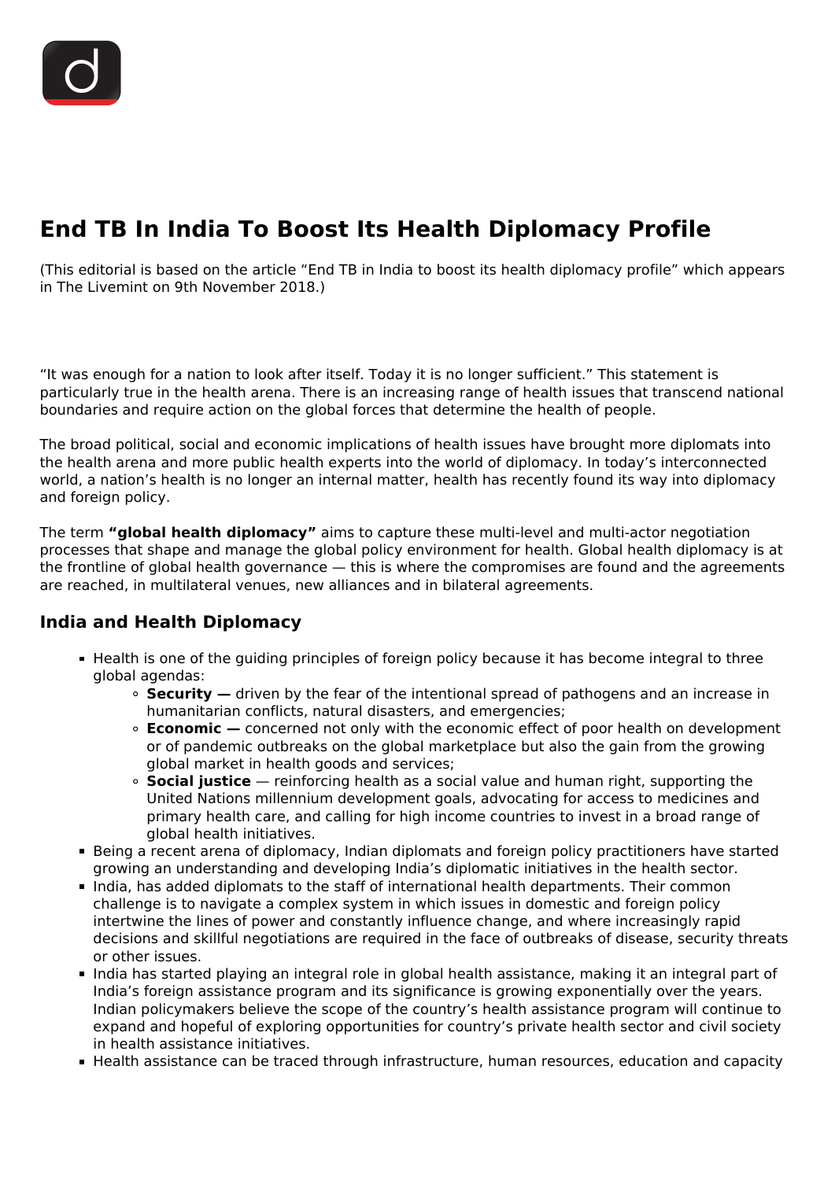# End TB In India To Boost Its Health Diplomacy Profile

(This editorial is based on the article "End TB in India to boost its health diplomacy profile" which appears in The Livemint on 9th November 2018.)

"It was enough for a nation to look after itself. Today it is no longer sufficient." This statement is particularly true in the health arena. There is an increasing range of health issues that transcend national boundaries and require action on the global forces that determine the health of people.

The broad political, social and economic implications of health issues have brought more diplomats into the health arena and more public health experts into the world of diplomacy. In today's interconnected world, a nation's health is no longer an internal matter, health has recently found its way into diplomacy and foreign policy.

The term **"global health diplomacy"** aims to capture these multi-level and multi-actor negotiation processes that shape and manage the global policy environment for health. Global health diplomacy is at the frontline of global health governance — this is where the compromises are found and the agreements are reached, in multilateral venues, new alliances and in bilateral agreements.

## India and Health Diplomacy

- Health is one of the guiding principles of foreign policy because it has become integral to three global agendas:
  - **Security —** driven by the fear of the intentional spread of pathogens and an increase in humanitarian conflicts, natural disasters, and emergencies;
  - **Economic —** concerned not only with the economic effect of poor health on development or of pandemic outbreaks on the global marketplace but also the gain from the growing global market in health goods and services;
  - **Social justice** — reinforcing health as a social value and human right, supporting the United Nations millennium development goals, advocating for access to medicines and primary health care, and calling for high income countries to invest in a broad range of global health initiatives.
- Being a recent arena of diplomacy, Indian diplomats and foreign policy practitioners have started growing an understanding and developing India's diplomatic initiatives in the health sector.
- India, has added diplomats to the staff of international health departments. Their common challenge is to navigate a complex system in which issues in domestic and foreign policy intertwine the lines of power and constantly influence change, and where increasingly rapid decisions and skillful negotiations are required in the face of outbreaks of disease, security threats or other issues.
- India has started playing an integral role in global health assistance, making it an integral part of India's foreign assistance program and its significance is growing exponentially over the years. Indian policymakers believe the scope of the country's health assistance program will continue to expand and hopeful of exploring opportunities for country's private health sector and civil society in health assistance initiatives.
- Health assistance can be traced through infrastructure, human resources, education and capacity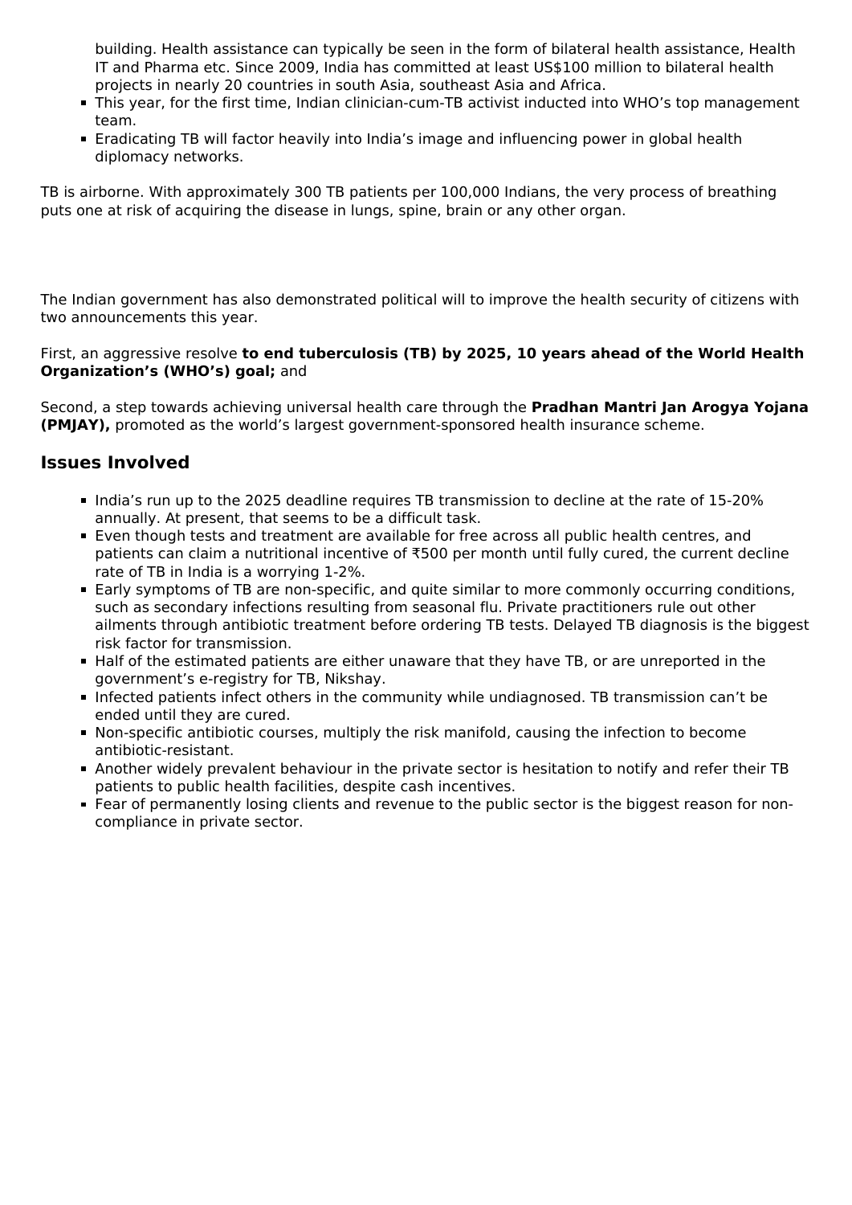building. Health assistance can typically be seen in the form of bilateral health assistance, Health IT and Pharma etc. Since 2009, India has committed at least US$100 million to bilateral health projects in nearly 20 countries in south Asia, southeast Asia and Africa.

- This year, for the first time, Indian clinician-cum-TB activist inducted into WHO's top management team.
- Eradicating TB will factor heavily into India's image and influencing power in global health diplomacy networks.

TB is airborne. With approximately 300 TB patients per 100,000 Indians, the very process of breathing puts one at risk of acquiring the disease in lungs, spine, brain or any other organ.

The Indian government has also demonstrated political will to improve the health security of citizens with two announcements this year.

First, an aggressive resolve **to end tuberculosis (TB) by 2025, 10 years ahead of the World Health Organization's (WHO's) goal;** and

Second, a step towards achieving universal health care through the **Pradhan Mantri Jan Arogya Yojana (PMJAY),** promoted as the world's largest government-sponsored health insurance scheme.

## Issues Involved

- India's run up to the 2025 deadline requires TB transmission to decline at the rate of 15-20% annually. At present, that seems to be a difficult task.
- Even though tests and treatment are available for free across all public health centres, and patients can claim a nutritional incentive of ₹500 per month until fully cured, the current decline rate of TB in India is a worrying 1-2%.
- Early symptoms of TB are non-specific, and quite similar to more commonly occurring conditions, such as secondary infections resulting from seasonal flu. Private practitioners rule out other ailments through antibiotic treatment before ordering TB tests. Delayed TB diagnosis is the biggest risk factor for transmission.
- Half of the estimated patients are either unaware that they have TB, or are unreported in the government's e-registry for TB, Nikshay.
- Infected patients infect others in the community while undiagnosed. TB transmission can't be ended until they are cured.
- Non-specific antibiotic courses, multiply the risk manifold, causing the infection to become antibiotic-resistant.
- Another widely prevalent behaviour in the private sector is hesitation to notify and refer their TB patients to public health facilities, despite cash incentives.
- Fear of permanently losing clients and revenue to the public sector is the biggest reason for non-compliance in private sector.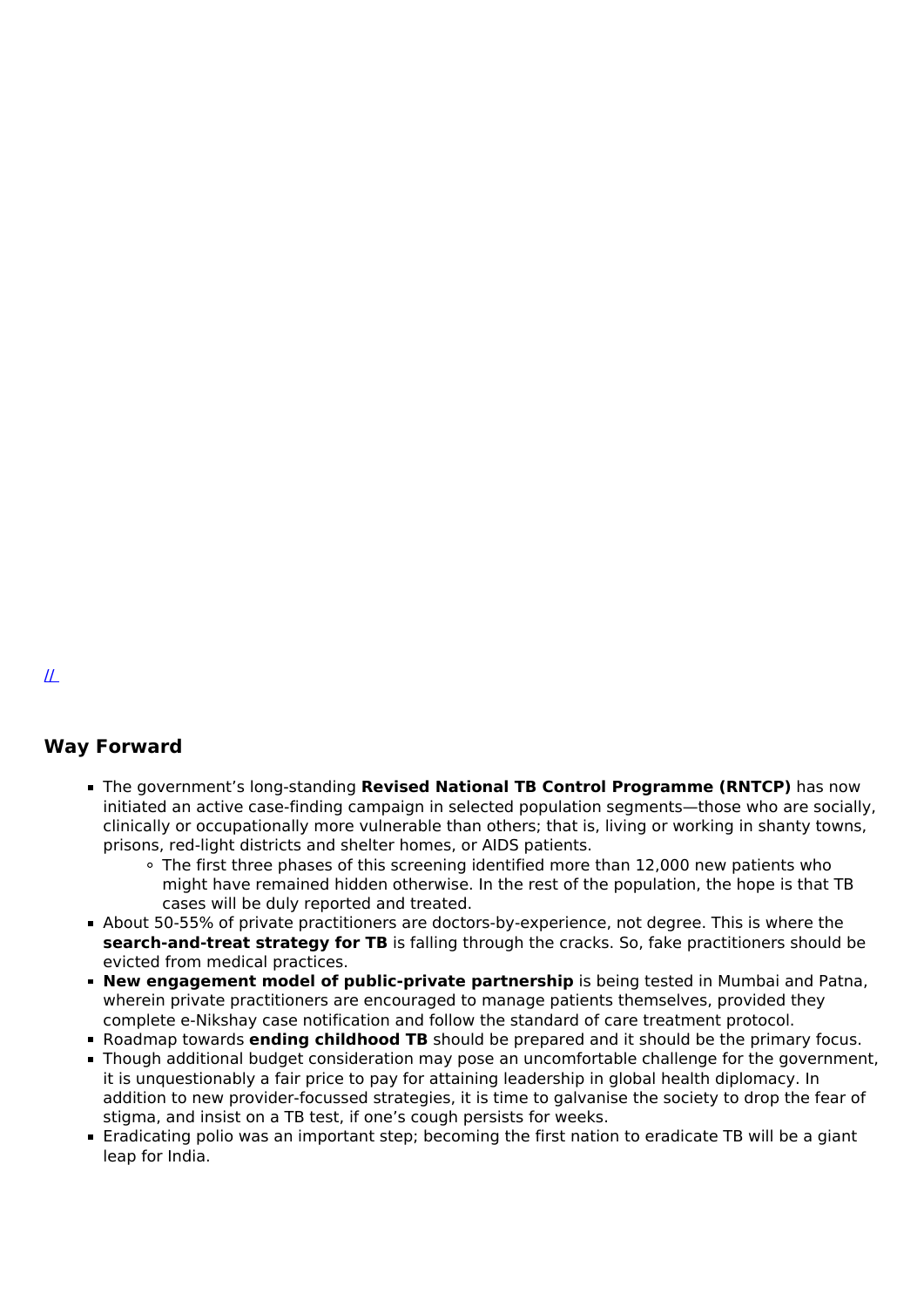//

## Way Forward

- The government's long-standing **Revised National TB Control Programme (RNTCP)** has now initiated an active case-finding campaign in selected population segments—those who are socially, clinically or occupationally more vulnerable than others; that is, living or working in shanty towns, prisons, red-light districts and shelter homes, or AIDS patients.
  - The first three phases of this screening identified more than 12,000 new patients who might have remained hidden otherwise. In the rest of the population, the hope is that TB cases will be duly reported and treated.
- About 50-55% of private practitioners are doctors-by-experience, not degree. This is where the **search-and-treat strategy for TB** is falling through the cracks. So, fake practitioners should be evicted from medical practices.
- **New engagement model of public-private partnership** is being tested in Mumbai and Patna, wherein private practitioners are encouraged to manage patients themselves, provided they complete e-Nikshay case notification and follow the standard of care treatment protocol.
- Roadmap towards **ending childhood TB** should be prepared and it should be the primary focus.
- Though additional budget consideration may pose an uncomfortable challenge for the government, it is unquestionably a fair price to pay for attaining leadership in global health diplomacy. In addition to new provider-focussed strategies, it is time to galvanise the society to drop the fear of stigma, and insist on a TB test, if one's cough persists for weeks.
- Eradicating polio was an important step; becoming the first nation to eradicate TB will be a giant leap for India.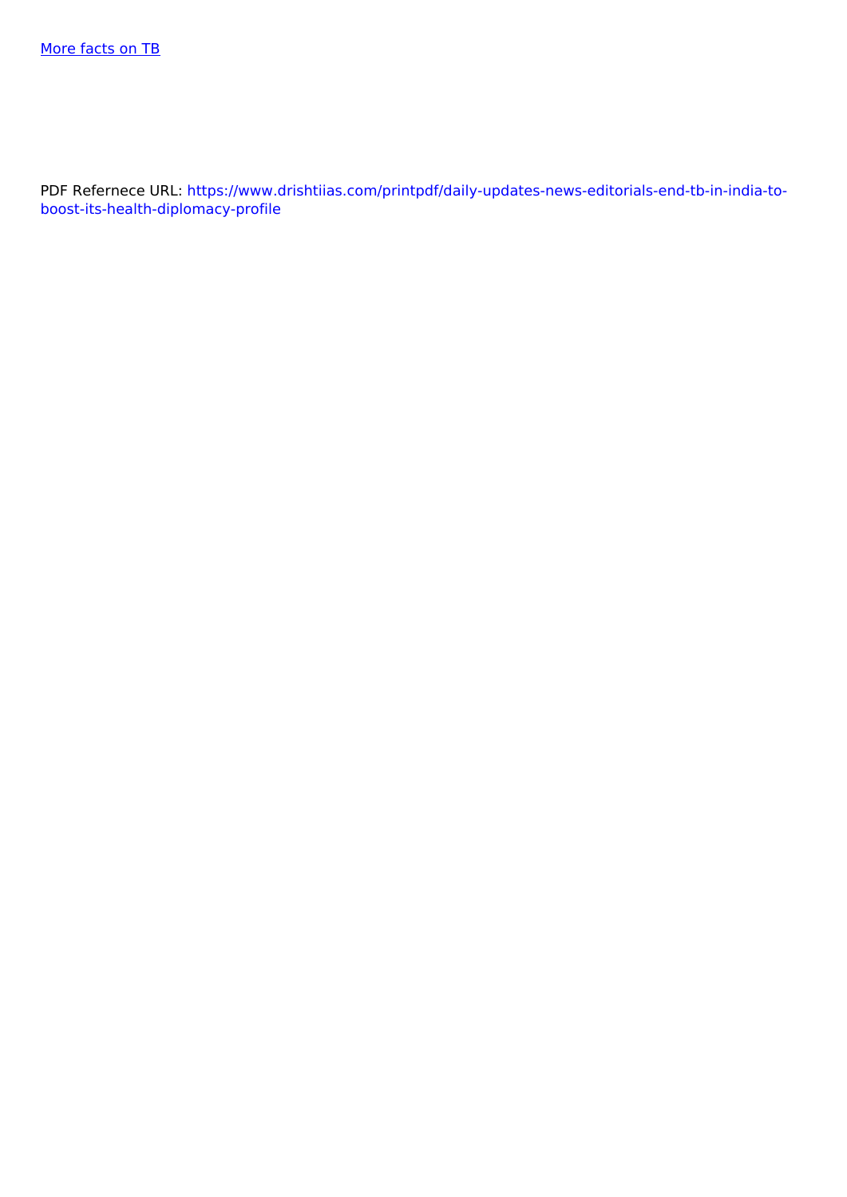[More facts on TB]()

PDF Refernece URL: https://www.drishtiias.com/printpdf/daily-updates-news-editorials-end-tb-in-india-to-boost-its-health-diplomacy-profile